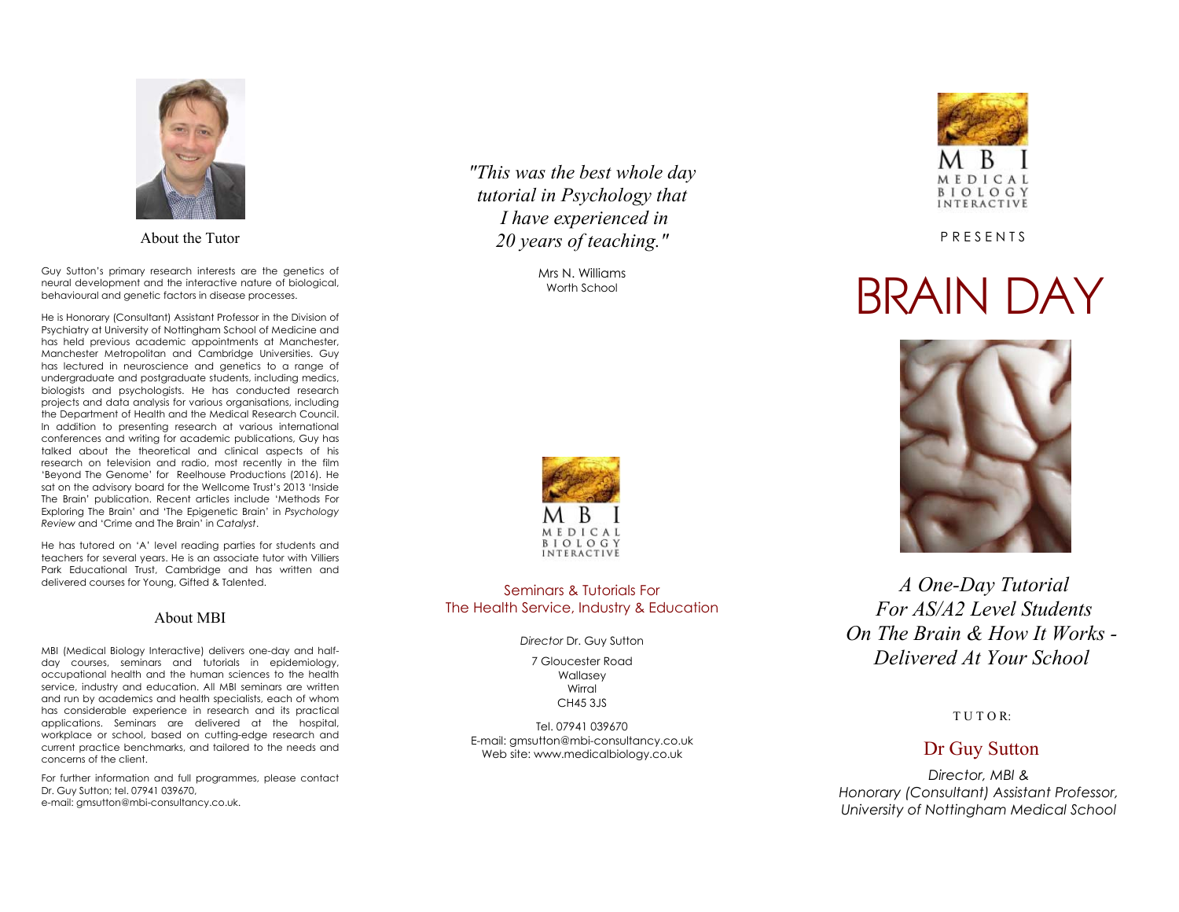## About the Tutor

Guy Sutton's primary research interests are the genetics of neural development and the interactive nature of biological, behavioural and genetic factors in disease processes.

He is Honorary (Consultant) Assistant Professor in the Division of Psychiatry at University of Nottingham School of Medicine and has held previous academic appointments at Manchester, Manchester Metropolitan and Cambridge Universities. Guy has lectured in neuroscience and genetics to a range of undergraduate and postgraduate students, including medics, biologists and psychologists. He has conducted research projects and data analysis for various organisations, including the Department of Health and the Medical Research Council. In addition to presenting research at various international conferences and writing for academic publications, Guy has talked about the theoretical and clinical aspects of his research on television and radio, most recently in the film 'Beyond The Genome' for Reelhouse Productions (2016). He sat on the advisory board for the Wellcome Trust's 2013 'Inside The Brain' publication. Recent articles include 'Methods For Exploring The Brain' and 'The Epigenetic Brain' in *Psychology Review* and 'Crime and The Brain' in *Catalyst*.

He has tutored on 'A' level reading parties for students and teachers for several years. He is an associate tutor with Villiers Park Educational Trust, Cambridge and has written and delivered courses for Young, Gifted & Talented.

## About MBI

MBI (Medical Biology Interactive) delivers one-day and half-day courses, seminars and tutorials in epidemiology, occupational health and the human sciences to the health service, industry and education. All MBI seminars are written and run by academics and health specialists, each of whom has considerable experience in research and its practical applications. Seminars are delivered at the hospital, workplace or school, based on cutting-edge research and current practice benchmarks, and tailored to the needs and concerns of the client.

For further information and full programmes, please contact Dr. Guy Sutton; tel. 07941 039670,
e-mail: gmsutton@mbi-consultancy.co.uk.

*"This was the best whole day tutorial in Psychology that I have experienced in 20 years of teaching."*

Mrs N. Williams
Worth School

MBI
MEDICAL BIOLOGY INTERACTIVE

Seminars & Tutorials For
The Health Service, Industry & Education

*Director* Dr. Guy Sutton

7 Gloucester Road
Wallasey
Wirral
CH45 3JS

Tel. 07941 039670
E-mail: gmsutton@mbi-consultancy.co.uk
Web site: www.medicalbiology.co.uk

MBI
MEDICAL BIOLOGY INTERACTIVE

PRESENTS

# BRAIN DAY

*A One-Day Tutorial For AS/A2 Level Students On The Brain & How It Works - Delivered At Your School*

TUTOR:

## Dr Guy Sutton

*Director, MBI &*
*Honorary (Consultant) Assistant Professor, University of Nottingham Medical School*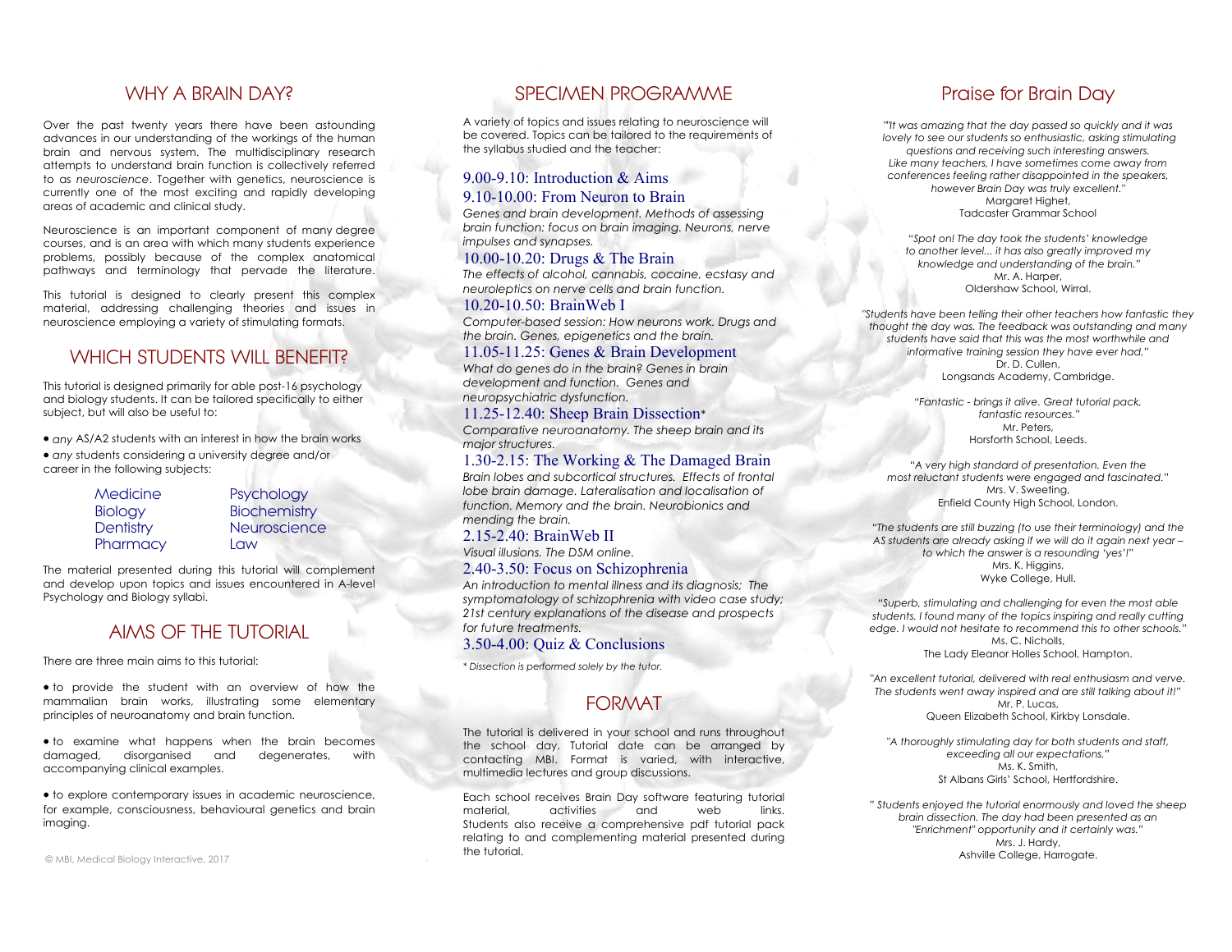## WHY A BRAIN DAY?

Over the past twenty years there have been astounding advances in our understanding of the workings of the human brain and nervous system. The multidisciplinary research attempts to understand brain function is collectively referred to as *neuroscience*. Together with genetics, neuroscience is currently one of the most exciting and rapidly developing areas of academic and clinical study.

Neuroscience is an important component of many degree courses, and is an area with which many students experience problems, possibly because of the complex anatomical pathways and terminology that pervade the literature.

This tutorial is designed to clearly present this complex material, addressing challenging theories and issues in neuroscience employing a variety of stimulating formats.

## WHICH STUDENTS WILL BENEFIT?

This tutorial is designed primarily for able post-16 psychology and biology students. It can be tailored specifically to either subject, but will also be useful to:

- *any* AS/A2 students with an interest in how the brain works
- *any* students considering a university degree and/or career in the following subjects:

| | |
|---|---|
| Medicine | Psychology |
| Biology | Biochemistry |
| Dentistry | Neuroscience |
| Pharmacy | Law |

The material presented during this tutorial will complement and develop upon topics and issues encountered in A-level Psychology and Biology syllabi.

## AIMS OF THE TUTORIAL

There are three main aims to this tutorial:

- to provide the student with an overview of how the mammalian brain works, illustrating some elementary principles of neuroanatomy and brain function.
- to examine what happens when the brain becomes damaged, disorganised and degenerates, with accompanying clinical examples.
- to explore contemporary issues in academic neuroscience, for example, consciousness, behavioural genetics and brain imaging.

© MBI, Medical Biology Interactive, 2017

## SPECIMEN PROGRAMME

A variety of topics and issues relating to neuroscience will be covered. Topics can be tailored to the requirements of the syllabus studied and the teacher:

### 9.00-9.10: Introduction & Aims

### 9.10-10.00: From Neuron to Brain

*Genes and brain development. Methods of assessing brain function: focus on brain imaging. Neurons, nerve impulses and synapses.*

### 10.00-10.20: Drugs & The Brain

*The effects of alcohol, cannabis, cocaine, ecstasy and neuroleptics on nerve cells and brain function.*

### 10.20-10.50: BrainWeb I

*Computer-based session: How neurons work. Drugs and the brain. Genes, epigenetics and the brain.*

### 11.05-11.25: Genes & Brain Development

*What do genes do in the brain? Genes in brain development and function. Genes and neuropsychiatric dysfunction.*

### 11.25-12.40: Sheep Brain Dissection*

*Comparative neuroanatomy. The sheep brain and its major structures.*

### 1.30-2.15: The Working & The Damaged Brain

*Brain lobes and subcortical structures. Effects of frontal lobe brain damage. Lateralisation and localisation of function. Memory and the brain. Neurobionics and mending the brain.*

### 2.15-2.40: BrainWeb II

*Visual illusions. The DSM online.*

### 2.40-3.50: Focus on Schizophrenia

*An introduction to mental illness and its diagnosis; The symptomatology of schizophrenia with video case study; 21st century explanations of the disease and prospects for future treatments.*

### 3.50-4.00: Quiz & Conclusions

*\* Dissection is performed solely by the tutor.*

## FORMAT

The tutorial is delivered in your school and runs throughout the school day. Tutorial date can be arranged by contacting MBI. Format is varied, with interactive, multimedia lectures and group discussions.

Each school receives Brain Day software featuring tutorial material, activities and web links. Students also receive a comprehensive pdf tutorial pack relating to and complementing material presented during the tutorial.

## Praise for Brain Day

*""It was amazing that the day passed so quickly and it was lovely to see our students so enthusiastic, asking stimulating questions and receiving such interesting answers. Like many teachers, I have sometimes come away from conferences feeling rather disappointed in the speakers, however Brain Day was truly excellent."*
Margaret Highet,
Tadcaster Grammar School

*"Spot on! The day took the students' knowledge to another level... it has also greatly improved my knowledge and understanding of the brain."*
Mr. A. Harper,
Oldershaw School, Wirral.

*"Students have been telling their other teachers how fantastic they thought the day was. The feedback was outstanding and many students have said that this was the most worthwhile and informative training session they have ever had."*
Dr. D. Cullen,
Longsands Academy, Cambridge.

*"Fantastic - brings it alive. Great tutorial pack, fantastic resources."*
Mr. Peters,
Horsforth School, Leeds.

*"A very high standard of presentation. Even the most reluctant students were engaged and fascinated."*
Mrs. V. Sweeting,
Enfield County High School, London.

*"The students are still buzzing (to use their terminology) and the AS students are already asking if we will do it again next year – to which the answer is a resounding 'yes'!"*
Mrs. K. Higgins,
Wyke College, Hull.

*"Superb, stimulating and challenging for even the most able students. I found many of the topics inspiring and really cutting edge. I would not hesitate to recommend this to other schools."*
Ms. C. Nicholls,
The Lady Eleanor Holles School, Hampton.

*"An excellent tutorial, delivered with real enthusiasm and verve. The students went away inspired and are still talking about it!"*
Mr. P. Lucas,
Queen Elizabeth School, Kirkby Lonsdale.

*"A thoroughly stimulating day for both students and staff, exceeding all our expectations."*
Ms. K. Smith,
St Albans Girls' School, Hertfordshire.

*" Students enjoyed the tutorial enormously and loved the sheep brain dissection. The day had been presented as an "Enrichment" opportunity and it certainly was."*
Mrs. J. Hardy,
Ashville College, Harrogate.